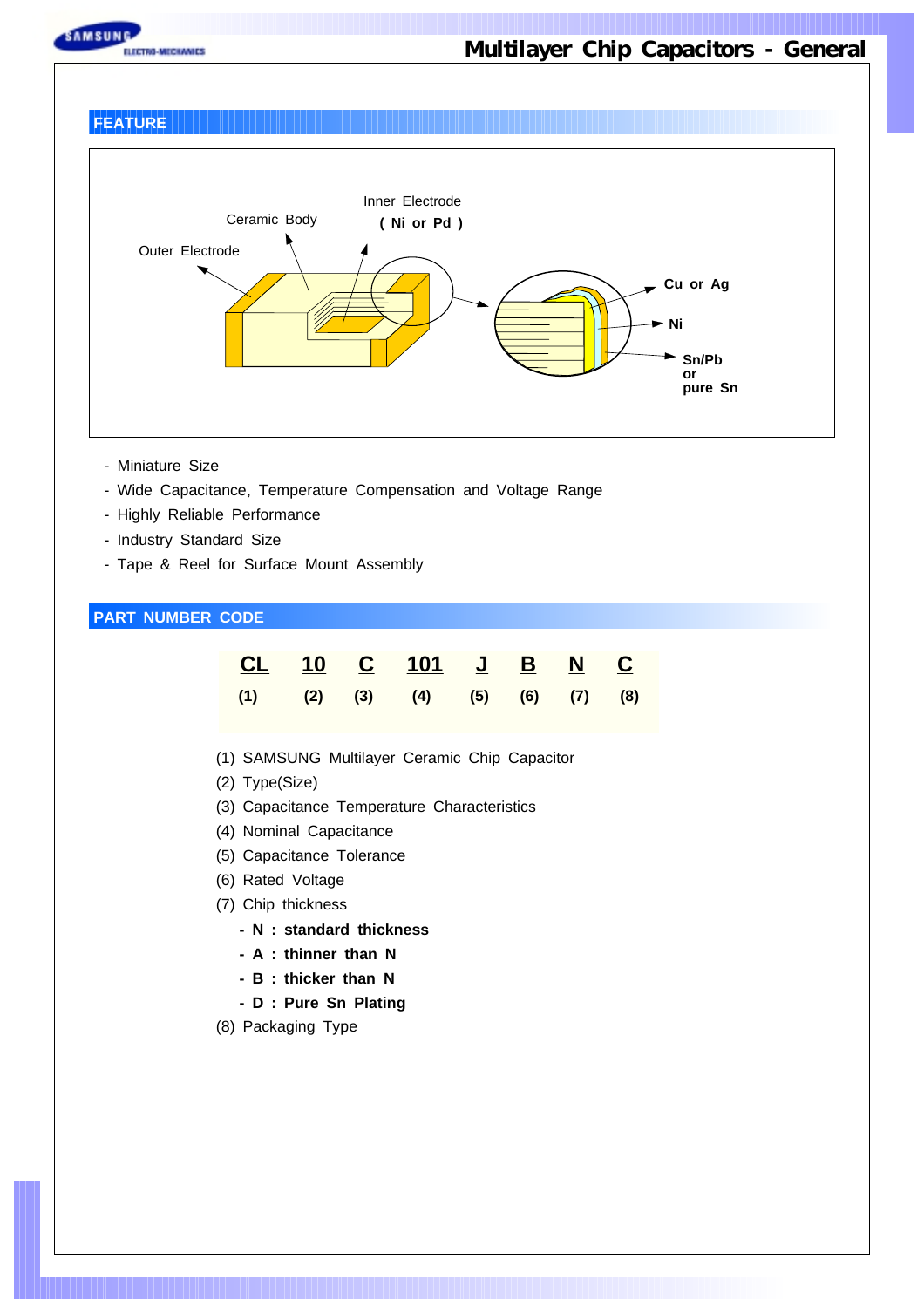# Multilayer Chip Capacitors - General

## FEATURE

Outer Electrode
Ceramic Body
Inner Electrode
**( Ni or Pd )**
**Cu or Ag**
**Ni**
**Sn/Pb**
**or**
**pure Sn**

- Miniature Size
- Wide Capacitance, Temperature Compensation and Voltage Range
- Highly Reliable Performance
- Industry Standard Size
- Tape & Reel for Surface Mount Assembly

## PART NUMBER CODE

| CL | 10 | C | 101 | J | B | N | C |
|---|---|---|---|---|---|---|---|
| (1) | (2) | (3) | (4) | (5) | (6) | (7) | (8) |

(1) SAMSUNG Multilayer Ceramic Chip Capacitor
(2) Type(Size)
(3) Capacitance Temperature Characteristics
(4) Nominal Capacitance
(5) Capacitance Tolerance
(6) Rated Voltage
(7) Chip thickness

- **N : standard thickness**
- **A : thinner than N**
- **B : thicker than N**
- **D : Pure Sn Plating**

(8) Packaging Type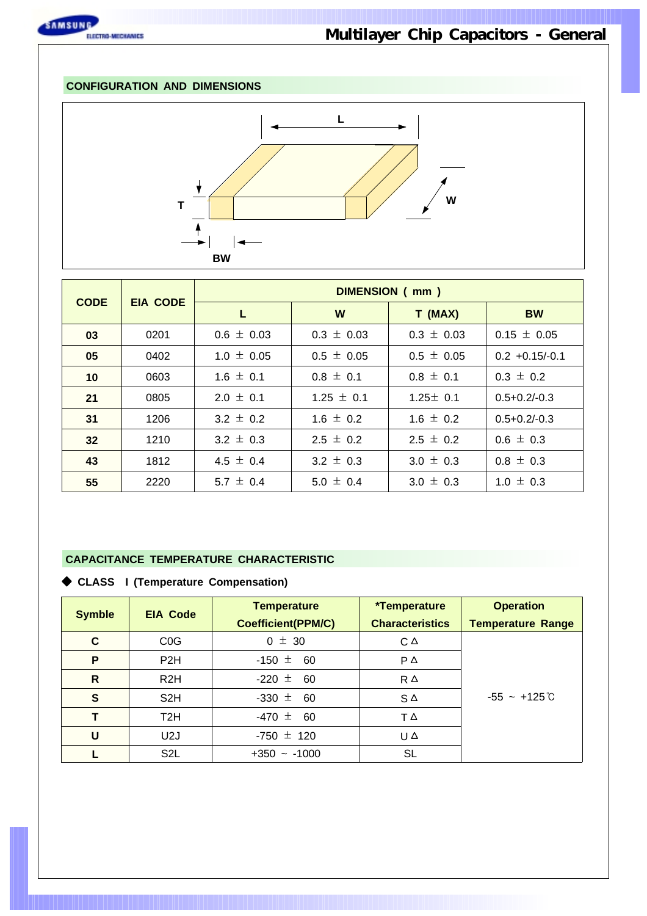## CONFIGURATION AND DIMENSIONS

| CODE | EIA CODE | DIMENSION ( mm ) | | | |
|---|---|---|---|---|---|
| | | L | W | T (MAX) | BW |
| **03** | 0201 | 0.6 ± 0.03 | 0.3 ± 0.03 | 0.3 ± 0.03 | 0.15 ± 0.05 |
| **05** | 0402 | 1.0 ± 0.05 | 0.5 ± 0.05 | 0.5 ± 0.05 | 0.2 +0.15/-0.1 |
| **10** | 0603 | 1.6 ± 0.1 | 0.8 ± 0.1 | 0.8 ± 0.1 | 0.3 ± 0.2 |
| **21** | 0805 | 2.0 ± 0.1 | 1.25 ± 0.1 | 1.25± 0.1 | 0.5+0.2/-0.3 |
| **31** | 1206 | 3.2 ± 0.2 | 1.6 ± 0.2 | 1.6 ± 0.2 | 0.5+0.2/-0.3 |
| **32** | 1210 | 3.2 ± 0.3 | 2.5 ± 0.2 | 2.5 ± 0.2 | 0.6 ± 0.3 |
| **43** | 1812 | 4.5 ± 0.4 | 3.2 ± 0.3 | 3.0 ± 0.3 | 0.8 ± 0.3 |
| **55** | 2220 | 5.7 ± 0.4 | 5.0 ± 0.4 | 3.0 ± 0.3 | 1.0 ± 0.3 |

## CAPACITANCE TEMPERATURE CHARACTERISTIC

◆ **CLASS I (Temperature Compensation)**

| Symble | EIA Code | Temperature Coefficient(PPM/C) | *Temperature Characteristics | Operation Temperature Range |
|---|---|---|---|---|
| **C** | C0G | 0 ± 30 | C Δ | -55 ~ +125℃ |
| **P** | P2H | -150 ± 60 | P Δ | |
| **R** | R2H | -220 ± 60 | R Δ | |
| **S** | S2H | -330 ± 60 | S Δ | |
| **T** | T2H | -470 ± 60 | T Δ | |
| **U** | U2J | -750 ± 120 | U Δ | |
| **L** | S2L | +350 ~ -1000 | SL | |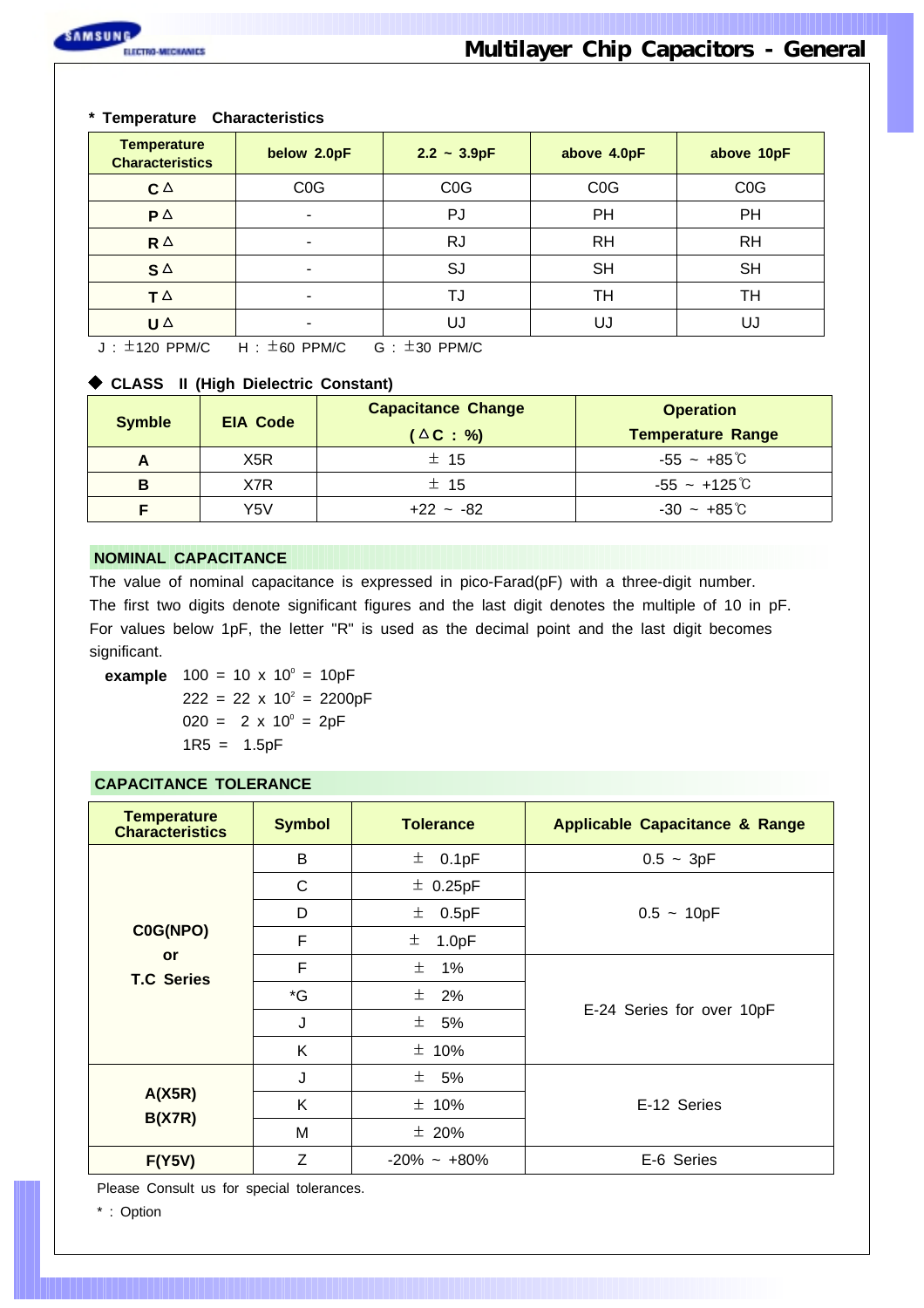**\* Temperature Characteristics**

| Temperature Characteristics | below 2.0pF | 2.2 ~ 3.9pF | above 4.0pF | above 10pF |
|---|---|---|---|---|
| **C△** | C0G | C0G | C0G | C0G |
| **P△** | - | PJ | PH | PH |
| **R△** | - | RJ | RH | RH |
| **S△** | - | SJ | SH | SH |
| **T△** | - | TJ | TH | TH |
| **U△** | - | UJ | UJ | UJ |

J : ±120 PPM/C  H : ±60 PPM/C  G : ±30 PPM/C

**◆ CLASS II (High Dielectric Constant)**

| Symble | EIA Code | Capacitance Change (△C : %) | Operation Temperature Range |
|---|---|---|---|
| **A** | X5R | ± 15 | -55 ~ +85℃ |
| **B** | X7R | ± 15 | -55 ~ +125℃ |
| **F** | Y5V | +22 ~ -82 | -30 ~ +85℃ |

## NOMINAL CAPACITANCE

The value of nominal capacitance is expressed in pico-Farad(pF) with a three-digit number.
The first two digits denote significant figures and the last digit denotes the multiple of 10 in pF.
For values below 1pF, the letter "R" is used as the decimal point and the last digit becomes significant.

**example**
- 100 = 10 x $10^0$ = 10pF
- 222 = 22 x $10^2$ = 2200pF
- 020 = 2 x $10^0$ = 2pF
- 1R5 = 1.5pF

## CAPACITANCE TOLERANCE

| Temperature Characteristics | Symbol | Tolerance | Applicable Capacitance & Range |
|---|---|---|---|
| **C0G(NPO) or T.C Series** | B | ± 0.1pF | 0.5 ~ 3pF |
| | C | ± 0.25pF | 0.5 ~ 10pF |
| | D | ± 0.5pF | |
| | F | ± 1.0pF | |
| | F | ± 1% | E-24 Series for over 10pF |
| | *G | ± 2% | |
| | J | ± 5% | |
| | K | ± 10% | |
| **A(X5R) B(X7R)** | J | ± 5% | E-12 Series |
| | K | ± 10% | |
| | M | ± 20% | |
| **F(Y5V)** | Z | -20% ~ +80% | E-6 Series |

Please Consult us for special tolerances.

* : Option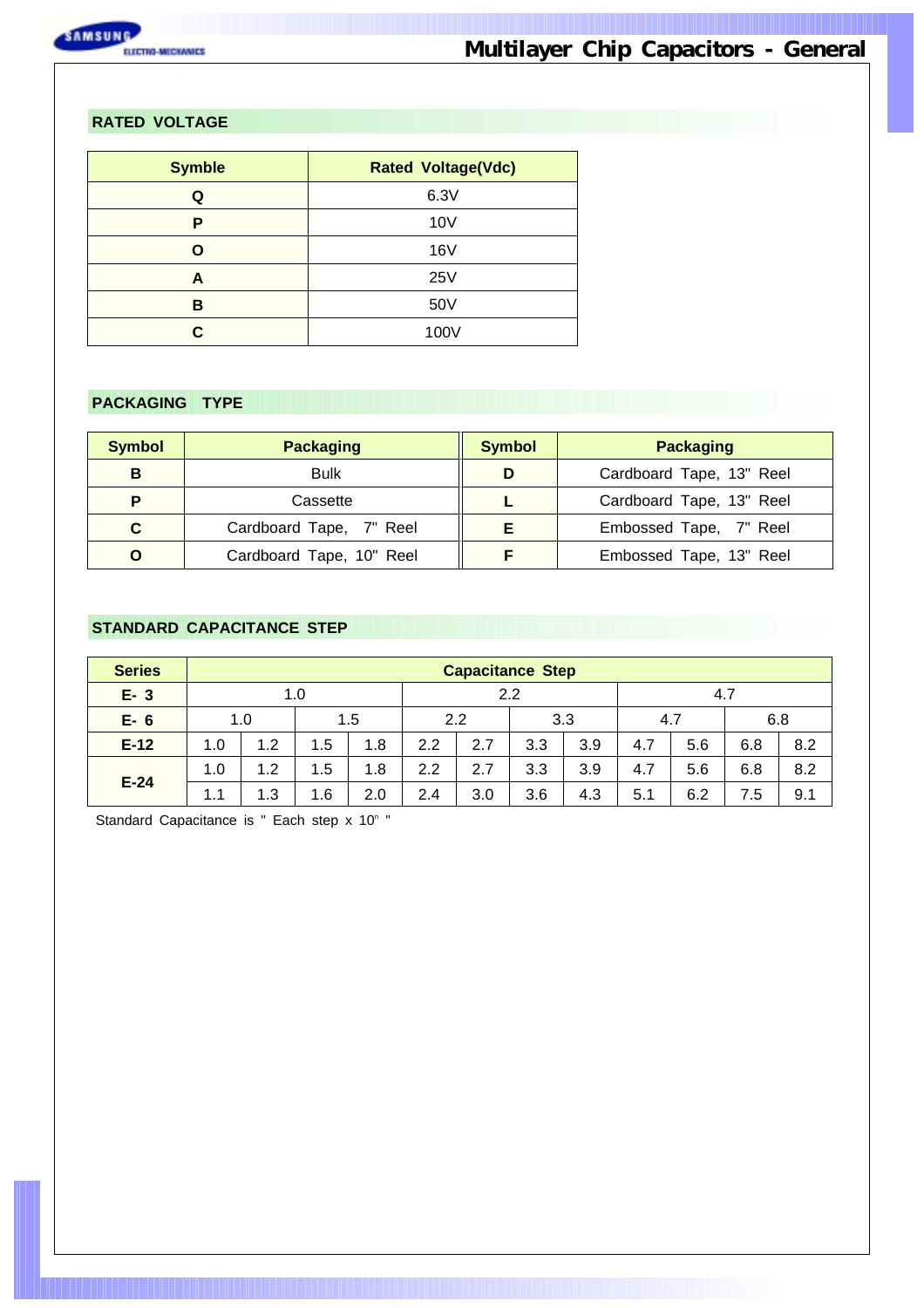## RATED VOLTAGE

| Symble | Rated Voltage(Vdc) |
|---|---|
| Q | 6.3V |
| P | 10V |
| O | 16V |
| A | 25V |
| B | 50V |
| C | 100V |

## PACKAGING TYPE

| Symbol | Packaging | Symbol | Packaging |
|---|---|---|---|
| B | Bulk | D | Cardboard Tape, 13" Reel |
| P | Cassette | L | Cardboard Tape, 13" Reel |
| C | Cardboard Tape, 7" Reel | E | Embossed Tape, 7" Reel |
| O | Cardboard Tape, 10" Reel | F | Embossed Tape, 13" Reel |

## STANDARD CAPACITANCE STEP

| Series | Capacitance Step | | | | | | | | | | | |
|---|---|---|---|---|---|---|---|---|---|---|---|---|
| E- 3 | 1.0 | | | | 2.2 | | | | 4.7 | | | |
| E- 6 | 1.0 | | 1.5 | | 2.2 | | 3.3 | | 4.7 | | 6.8 | |
| E-12 | 1.0 | 1.2 | 1.5 | 1.8 | 2.2 | 2.7 | 3.3 | 3.9 | 4.7 | 5.6 | 6.8 | 8.2 |
| E-24 | 1.0 | 1.2 | 1.5 | 1.8 | 2.2 | 2.7 | 3.3 | 3.9 | 4.7 | 5.6 | 6.8 | 8.2 |
| | 1.1 | 1.3 | 1.6 | 2.0 | 2.4 | 3.0 | 3.6 | 4.3 | 5.1 | 6.2 | 7.5 | 9.1 |

Standard Capacitance is " Each step x $10^n$ "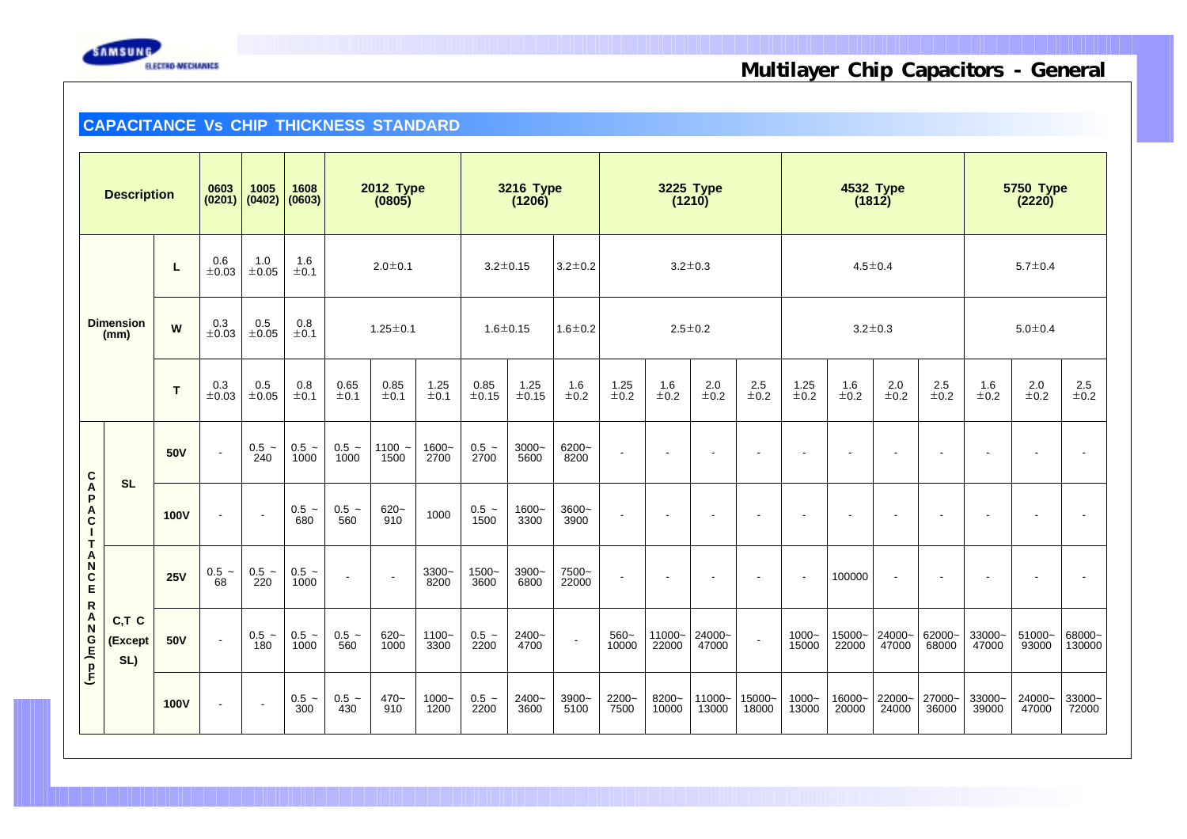## Multilayer Chip Capacitors - General

### CAPACITANCE Vs CHIP THICKNESS STANDARD

| Description | | | 0603 (0201) | 1005 (0402) | 1608 (0603) | 2012 Type (0805) | | | 3216 Type (1206) | | | 3225 Type (1210) | | | | 4532 Type (1812) | | | | 5750 Type (2220) | | |
|---|---|---|---|---|---|---|---|---|---|---|---|---|---|---|---|---|---|---|---|---|---|---|
| Dimension (mm) | | L | 0.6 ±0.03 | 1.0 ±0.05 | 1.6 ±0.1 | 2.0±0.1 | | | 3.2±0.15 | | 3.2±0.2 | 3.2±0.3 | | | | 4.5±0.4 | | | | 5.7±0.4 | | |
| | | W | 0.3 ±0.03 | 0.5 ±0.05 | 0.8 ±0.1 | 1.25±0.1 | | | 1.6±0.15 | | 1.6±0.2 | 2.5±0.2 | | | | 3.2±0.3 | | | | 5.0±0.4 | | |
| | | T | 0.3 ±0.03 | 0.5 ±0.05 | 0.8 ±0.1 | 0.65 ±0.1 | 0.85 ±0.1 | 1.25 ±0.1 | 0.85 ±0.15 | 1.25 ±0.15 | 1.6 ±0.2 | 1.25 ±0.2 | 1.6 ±0.2 | 2.0 ±0.2 | 2.5 ±0.2 | 1.25 ±0.2 | 1.6 ±0.2 | 2.0 ±0.2 | 2.5 ±0.2 | 1.6 ±0.2 | 2.0 ±0.2 | 2.5 ±0.2 |
| CAPACITANCE RANGE (pF) | SL | 50V | - | 0.5 ~ 240 | 0.5 ~ 1000 | 0.5 ~ 1000 | 1100 ~ 1500 | 1600~ 2700 | 0.5 ~ 2700 | 3000~ 5600 | 6200~ 8200 | - | - | - | - | - | - | - | - | - | - | - |
| | | 100V | - | - | 0.5 ~ 680 | 0.5 ~ 560 | 620~ 910 | 1000 | 0.5 ~ 1500 | 1600~ 3300 | 3600~ 3900 | - | - | - | - | - | - | - | - | - | - | - |
| | C,T C (Except SL) | 25V | 0.5 ~ 68 | 0.5 ~ 220 | 0.5 ~ 1000 | - | - | 3300~ 8200 | 1500~ 3600 | 3900~ 6800 | 7500~ 22000 | - | - | - | - | - | 100000 | - | - | - | - | - |
| | | 50V | - | 0.5 ~ 180 | 0.5 ~ 1000 | 0.5 ~ 560 | 620~ 1000 | 1100~ 3300 | 0.5 ~ 2200 | 2400~ 4700 | - | 560~ 10000 | 11000~ 22000 | 24000~ 47000 | - | 1000~ 15000 | 15000~ 22000 | 24000~ 47000 | 62000~ 68000 | 33000~ 47000 | 51000~ 93000 | 68000~ 130000 |
| | | 100V | - | - | 0.5 ~ 300 | 0.5 ~ 430 | 470~ 910 | 1000~ 1200 | 0.5 ~ 2200 | 2400~ 3600 | 3900~ 5100 | 2200~ 7500 | 8200~ 10000 | 11000~ 13000 | 15000~ 18000 | 1000~ 13000 | 16000~ 20000 | 22000~ 24000 | 27000~ 36000 | 33000~ 39000 | 24000~ 47000 | 33000~ 72000 |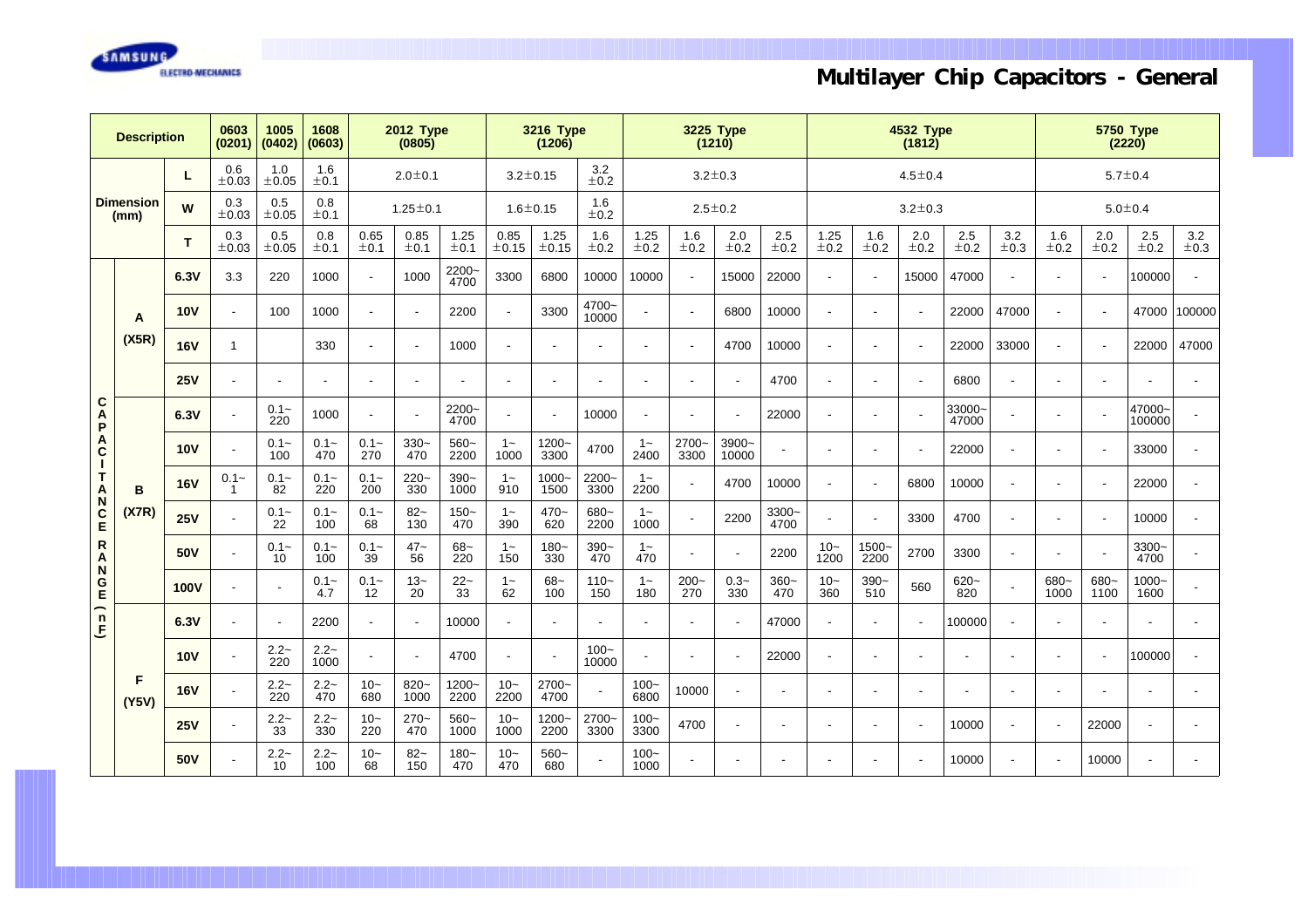# Multilayer Chip Capacitors - General

| Description | | | 0603 (0201) | 1005 (0402) | 1608 (0603) | 2012 Type (0805) | | | 3216 Type (1206) | | | 3225 Type (1210) | | | | 4532 Type (1812) | | | | | 5750 Type (2220) | | | |
|---|---|---|---|---|---|---|---|---|---|---|---|---|---|---|---|---|---|---|---|---|---|---|---|---|
| Dimension (mm) | | L | 0.6 ±0.03 | 1.0 ±0.05 | 1.6 ±0.1 | 2.0±0.1 | | | 3.2±0.15 | | 3.2 ±0.2 | 3.2±0.3 | | | | 4.5±0.4 | | | | | 5.7±0.4 | | | |
| | | W | 0.3 ±0.03 | 0.5 ±0.05 | 0.8 ±0.1 | 1.25±0.1 | | | 1.6±0.15 | | 1.6 ±0.2 | 2.5±0.2 | | | | 3.2±0.3 | | | | | 5.0±0.4 | | | |
| | | T | 0.3 ±0.03 | 0.5 ±0.05 | 0.8 ±0.1 | 0.65 ±0.1 | 0.85 ±0.1 | 1.25 ±0.1 | 0.85 ±0.15 | 1.25 ±0.15 | 1.6 ±0.2 | 1.25 ±0.2 | 1.6 ±0.2 | 2.0 ±0.2 | 2.5 ±0.2 | 1.25 ±0.2 | 1.6 ±0.2 | 2.0 ±0.2 | 2.5 ±0.2 | 3.2 ±0.3 | 1.6 ±0.2 | 2.0 ±0.2 | 2.5 ±0.2 | 3.2 ±0.3 |
| CAPACITANCE RANGE (nF) | A (X5R) | 6.3V | 3.3 | 220 | 1000 | - | 1000 | 2200~4700 | 3300 | 6800 | 10000 | 10000 | - | 15000 | 22000 | - | - | 15000 | 47000 | - | - | - | 100000 | - |
| | | 10V | - | 100 | 1000 | - | - | 2200 | - | 3300 | 4700~10000 | - | - | 6800 | 10000 | - | - | - | 22000 | 47000 | - | - | 47000 | 100000 |
| | | 16V | 1 | | 330 | - | - | 1000 | - | - | - | - | - | 4700 | 10000 | - | - | - | 22000 | 33000 | - | - | 22000 | 47000 |
| | | 25V | - | - | - | - | - | - | - | - | - | - | - | - | 4700 | - | - | - | 6800 | - | - | - | - | - |
| | B (X7R) | 6.3V | - | 0.1~220 | 1000 | - | - | 2200~4700 | - | - | 10000 | - | - | - | 22000 | - | - | - | 33000~47000 | - | - | - | 47000~100000 | - |
| | | 10V | - | 0.1~100 | 0.1~470 | 0.1~270 | 330~470 | 560~2200 | 1~1000 | 1200~3300 | 4700 | 1~2400 | 2700~3300 | 3900~10000 | - | - | - | - | 22000 | - | - | - | 33000 | - |
| | | 16V | 0.1~1 | 0.1~82 | 0.1~220 | 0.1~200 | 220~330 | 390~1000 | 1~910 | 1000~1500 | 2200~3300 | 1~2200 | - | 4700 | 10000 | - | - | 6800 | 10000 | - | - | - | 22000 | - |
| | | 25V | - | 0.1~22 | 0.1~100 | 0.1~68 | 82~130 | 150~470 | 1~390 | 470~620 | 680~2200 | 1~1000 | - | 2200 | 3300~4700 | - | - | 3300 | 4700 | - | - | - | 10000 | - |
| | | 50V | - | 0.1~10 | 0.1~100 | 0.1~39 | 47~56 | 68~220 | 1~150 | 180~330 | 390~470 | 1~470 | - | - | 2200 | 10~1200 | 1500~2200 | 2700 | 3300 | - | - | - | 3300~4700 | - |
| | | 100V | - | - | 0.1~4.7 | 0.1~12 | 13~20 | 22~33 | 1~62 | 68~100 | 110~150 | 1~180 | 200~270 | 0.3~330 | 360~470 | 10~360 | 390~510 | 560 | 620~820 | - | 680~1000 | 680~1100 | 1000~1600 | - |
| | F (Y5V) | 6.3V | - | - | 2200 | - | - | 10000 | - | - | - | - | - | - | 47000 | - | - | - | 100000 | - | - | - | - | - |
| | | 10V | - | 2.2~220 | 2.2~1000 | - | - | 4700 | - | - | 100~10000 | - | - | - | 22000 | - | - | - | - | - | - | - | 100000 | - |
| | | 16V | - | 2.2~220 | 2.2~470 | 10~680 | 820~1000 | 1200~2200 | 10~2200 | 2700~4700 | - | 100~6800 | 10000 | - | - | - | - | - | - | - | - | - | - | - |
| | | 25V | - | 2.2~33 | 2.2~330 | 10~220 | 270~470 | 560~1000 | 10~1000 | 1200~2200 | 2700~3300 | 100~3300 | 4700 | - | - | - | - | - | 10000 | - | - | 22000 | - | - |
| | | 50V | - | 2.2~10 | 2.2~100 | 10~68 | 82~150 | 180~470 | 10~470 | 560~680 | - | 100~1000 | - | - | - | - | - | - | 10000 | - | - | 10000 | - | - |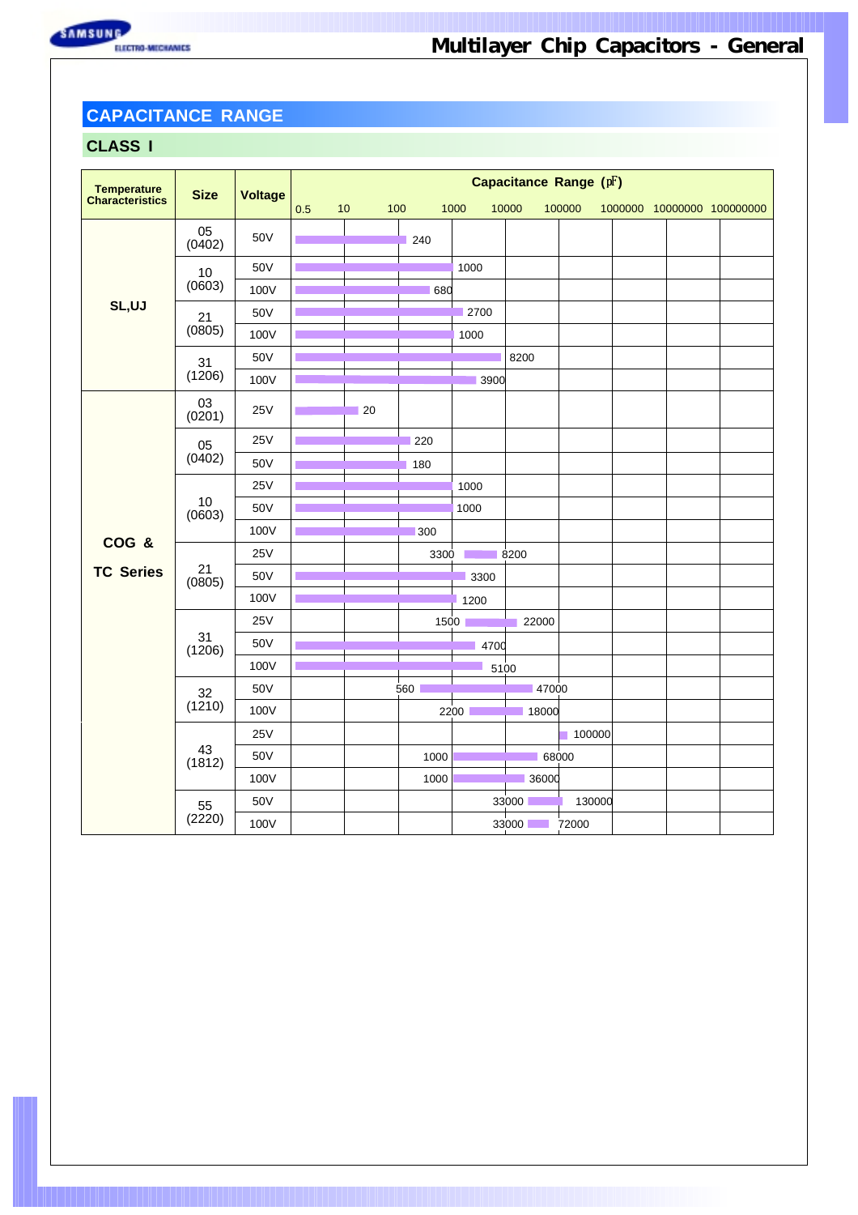## CAPACITANCE RANGE

### CLASS I

| Temperature Characteristics | Size | Voltage | Capacitance Range (㎊) |
|---|---|---|---|
| SL,UJ | 05 (0402) | 50V | 0.5 ~ 240 |
| | 10 (0603) | 50V | 0.5 ~ 1000 |
| | | 100V | 0.5 ~ 680 |
| | 21 (0805) | 50V | 0.5 ~ 2700 |
| | | 100V | 0.5 ~ 1000 |
| | 31 (1206) | 50V | 0.5 ~ 8200 |
| | | 100V | 0.5 ~ 3900 |
| COG & TC Series | 03 (0201) | 25V | 0.5 ~ 20 |
| | 05 (0402) | 25V | 0.5 ~ 220 |
| | | 50V | 0.5 ~ 180 |
| | 10 (0603) | 25V | 0.5 ~ 1000 |
| | | 50V | 0.5 ~ 1000 |
| | | 100V | 0.5 ~ 300 |
| | 21 (0805) | 25V | 3300 ~ 8200 |
| | | 50V | 0.5 ~ 3300 |
| | | 100V | 0.5 ~ 1200 |
| | 31 (1206) | 25V | 1500 ~ 22000 |
| | | 50V | 0.5 ~ 4700 |
| | | 100V | 0.5 ~ 5100 |
| | 32 (1210) | 50V | 560 ~ 47000 |
| | | 100V | 2200 ~ 18000 |
| | 43 (1812) | 25V | 100000 |
| | | 50V | 1000 ~ 68000 |
| | | 100V | 1000 ~ 36000 |
| | 55 (2220) | 50V | 33000 ~ 130000 |
| | | 100V | 33000 ~ 72000 |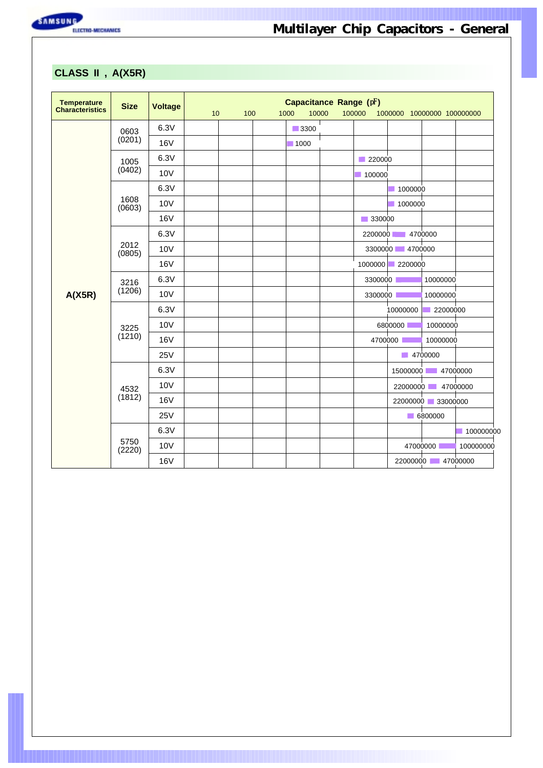## CLASS II , A(X5R)

| Temperature Characteristics | Size | Voltage | Capacitance Range (pF) |
|---|---|---|---|
| A(X5R) | 0603 (0201) | 6.3V | 3300 |
| | | 16V | 1000 |
| | 1005 (0402) | 6.3V | 220000 |
| | | 10V | 100000 |
| | 1608 (0603) | 6.3V | 1000000 |
| | | 10V | 1000000 |
| | | 16V | 330000 |
| | 2012 (0805) | 6.3V | 2200000 – 4700000 |
| | | 10V | 3300000 – 4700000 |
| | | 16V | 1000000 – 2200000 |
| | 3216 (1206) | 6.3V | 3300000 – 10000000 |
| | | 10V | 3300000 – 10000000 |
| | 3225 (1210) | 6.3V | 10000000 – 22000000 |
| | | 10V | 6800000 – 10000000 |
| | | 16V | 4700000 – 10000000 |
| | | 25V | 4700000 |
| | 4532 (1812) | 6.3V | 15000000 – 47000000 |
| | | 10V | 22000000 – 47000000 |
| | | 16V | 22000000 – 33000000 |
| | | 25V | 6800000 |
| | 5750 (2220) | 6.3V | 100000000 |
| | | 10V | 47000000 – 100000000 |
| | | 16V | 22000000 – 47000000 |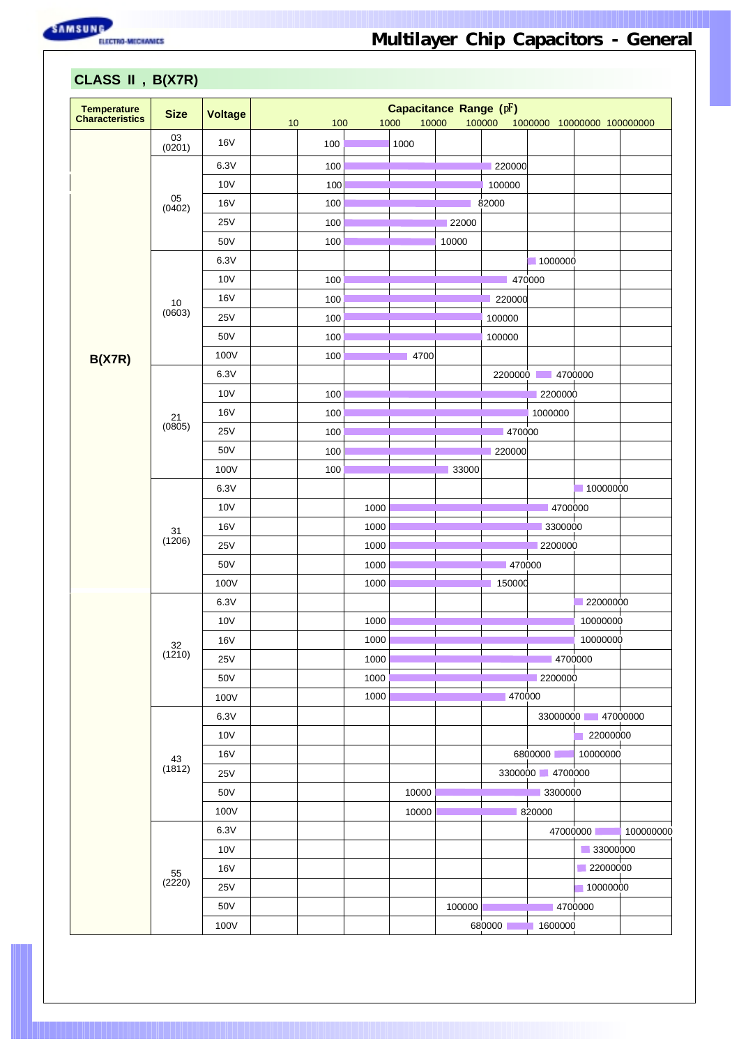## CLASS II , B(X7R)

| Temperature Characteristics | Size | Voltage | Capacitance Range (㎊) Min | Capacitance Range (㎊) Max |
|---|---|---|---|---|
| B(X7R) | 03 (0201) | 16V | 100 | 1000 |
| | 05 (0402) | 6.3V | 100 | 220000 |
| | | 10V | 100 | 100000 |
| | | 16V | 100 | 82000 |
| | | 25V | 100 | 22000 |
| | | 50V | 100 | 10000 |
| | 10 (0603) | 6.3V | | 1000000 |
| | | 10V | 100 | 470000 |
| | | 16V | 100 | 220000 |
| | | 25V | 100 | 100000 |
| | | 50V | 100 | 100000 |
| | | 100V | 100 | 4700 |
| | 21 (0805) | 6.3V | 2200000 | 4700000 |
| | | 10V | 100 | 2200000 |
| | | 16V | 100 | 1000000 |
| | | 25V | 100 | 470000 |
| | | 50V | 100 | 220000 |
| | | 100V | 100 | 33000 |
| | 31 (1206) | 6.3V | | 10000000 |
| | | 10V | 1000 | 4700000 |
| | | 16V | 1000 | 3300000 |
| | | 25V | 1000 | 2200000 |
| | | 50V | 1000 | 470000 |
| | | 100V | 1000 | 150000 |
| | 32 (1210) | 6.3V | | 22000000 |
| | | 10V | 1000 | 10000000 |
| | | 16V | 1000 | 10000000 |
| | | 25V | 1000 | 4700000 |
| | | 50V | 1000 | 2200000 |
| | | 100V | 1000 | 470000 |
| | 43 (1812) | 6.3V | 33000000 | 47000000 |
| | | 10V | | 22000000 |
| | | 16V | 6800000 | 10000000 |
| | | 25V | 3300000 | 4700000 |
| | | 50V | 10000 | 3300000 |
| | | 100V | 10000 | 820000 |
| | 55 (2220) | 6.3V | 47000000 | 100000000 |
| | | 10V | | 33000000 |
| | | 16V | | 22000000 |
| | | 25V | | 10000000 |
| | | 50V | 100000 | 4700000 |
| | | 100V | 680000 | 1600000 |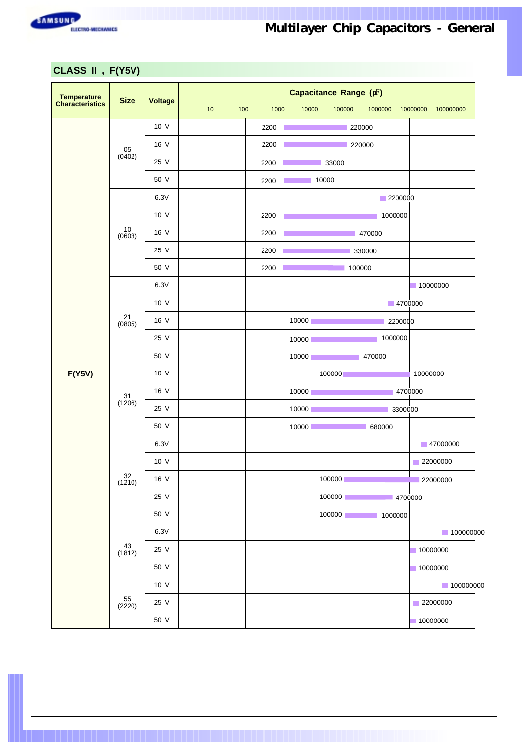## CLASS II , F(Y5V)

| Temperature Characteristics | Size | Voltage | Capacitance Range (pF) Min | Max |
|---|---|---|---|---|
| F(Y5V) | 05 (0402) | 10 V | 2200 | 220000 |
| | | 16 V | 2200 | 220000 |
| | | 25 V | 2200 | 33000 |
| | | 50 V | 2200 | 10000 |
| | 10 (0603) | 6.3V | | 2200000 |
| | | 10 V | 2200 | 1000000 |
| | | 16 V | 2200 | 470000 |
| | | 25 V | 2200 | 330000 |
| | | 50 V | 2200 | 100000 |
| | 21 (0805) | 6.3V | | 10000000 |
| | | 10 V | | 4700000 |
| | | 16 V | 10000 | 2200000 |
| | | 25 V | 10000 | 1000000 |
| | | 50 V | 10000 | 470000 |
| | 31 (1206) | 10 V | 100000 | 10000000 |
| | | 16 V | 10000 | 4700000 |
| | | 25 V | 10000 | 3300000 |
| | | 50 V | 10000 | 680000 |
| | 32 (1210) | 6.3V | | 47000000 |
| | | 10 V | | 22000000 |
| | | 16 V | 100000 | 22000000 |
| | | 25 V | 100000 | 4700000 |
| | | 50 V | 100000 | 1000000 |
| | 43 (1812) | 6.3V | | 100000000 |
| | | 25 V | | 10000000 |
| | | 50 V | | 10000000 |
| | 55 (2220) | 10 V | | 100000000 |
| | | 25 V | | 22000000 |
| | | 50 V | | 10000000 |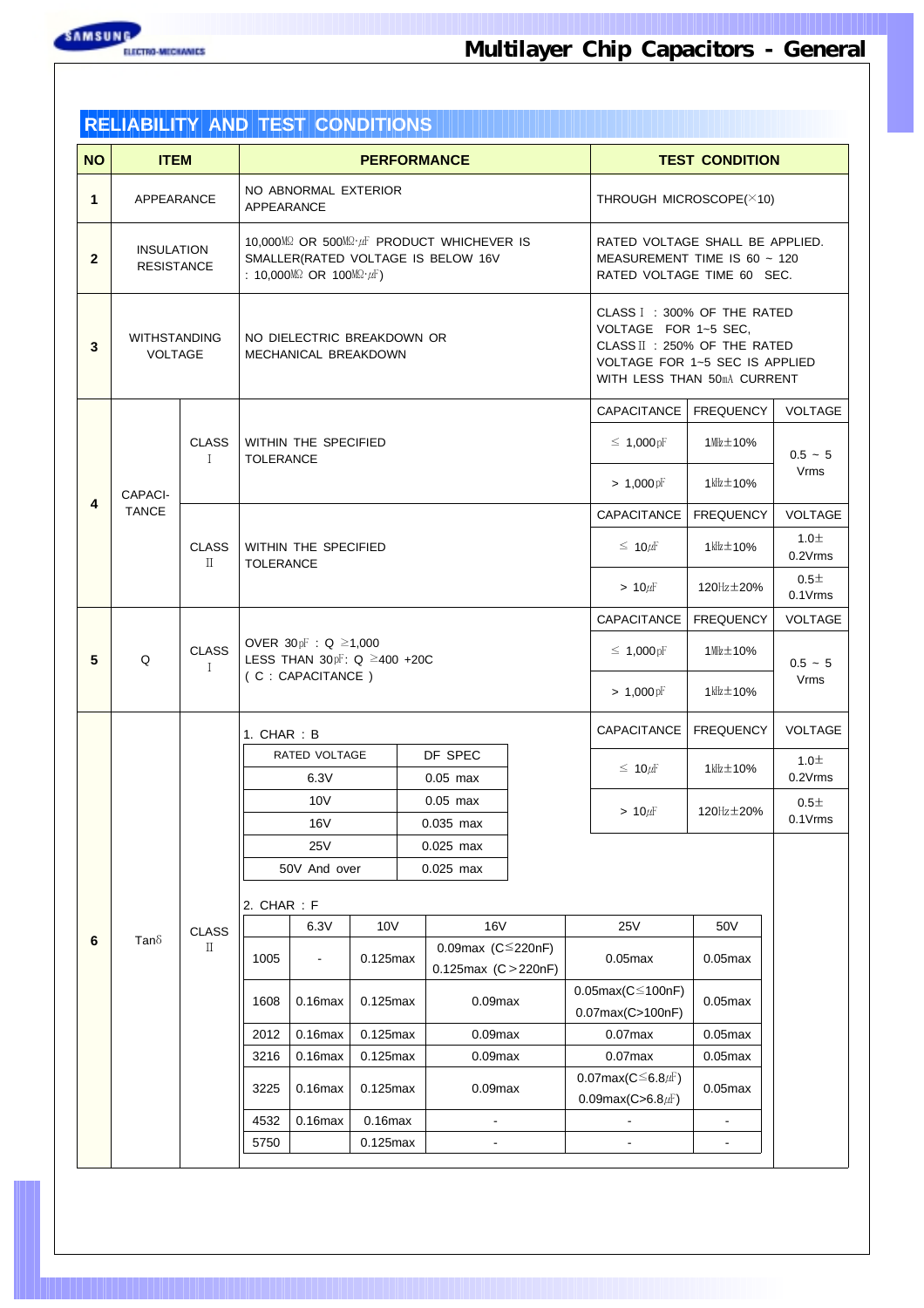## RELIABILITY AND TEST CONDITIONS

| NO | ITEM | | PERFORMANCE | TEST CONDITION | | |
|---|---|---|---|---|---|---|
| 1 | APPEARANCE | | NO ABNORMAL EXTERIOR APPEARANCE | THROUGH MICROSCOPE(×10) | | |
| 2 | INSULATION RESISTANCE | | 10,000MΩ OR 500MΩ·μF PRODUCT WHICHEVER IS SMALLER(RATED VOLTAGE IS BELOW 16V : 10,000MΩ OR 100MΩ·μF) | RATED VOLTAGE SHALL BE APPLIED. MEASUREMENT TIME IS 60 ~ 120 RATED VOLTAGE TIME 60 SEC. | | |
| 3 | WITHSTANDING VOLTAGE | | NO DIELECTRIC BREAKDOWN OR MECHANICAL BREAKDOWN | CLASS Ⅰ : 300% OF THE RATED VOLTAGE FOR 1~5 SEC, CLASS Ⅱ : 250% OF THE RATED VOLTAGE FOR 1~5 SEC IS APPLIED WITH LESS THAN 50mA CURRENT | | |
| 4 | CAPACI-TANCE | CLASS Ⅰ | WITHIN THE SPECIFIED TOLERANCE | CAPACITANCE | FREQUENCY | VOLTAGE |
| | | | | ≤ 1,000pF | 1MHz±10% | 0.5 ~ 5 Vrms |
| | | | | > 1,000pF | 1kHz±10% | |
| | | CLASS Ⅱ | WITHIN THE SPECIFIED TOLERANCE | CAPACITANCE | FREQUENCY | VOLTAGE |
| | | | | ≤ 10μF | 1kHz±10% | 1.0±0.2Vrms |
| | | | | > 10μF | 120Hz±20% | 0.5±0.1Vrms |
| 5 | Q | CLASS Ⅰ | OVER 30pF : Q ≥1,000<br>LESS THAN 30pF: Q ≥400 +20C<br>( C : CAPACITANCE ) | CAPACITANCE | FREQUENCY | VOLTAGE |
| | | | | ≤ 1,000pF | 1MHz±10% | 0.5 ~ 5 Vrms |
| | | | | > 1,000pF | 1kHz±10% | |
| 6 | Tanδ | CLASS Ⅱ | (see below) | CAPACITANCE | FREQUENCY | VOLTAGE |
| | | | | ≤ 10μF | 1kHz±10% | 1.0±0.2Vrms |
| | | | | > 10μF | 120Hz±20% | 0.5±0.1Vrms |

**6. Tanδ – CLASS Ⅱ performance:**

1. CHAR : B

| RATED VOLTAGE | DF SPEC |
|---|---|
| 6.3V | 0.05 max |
| 10V | 0.05 max |
| 16V | 0.035 max |
| 25V | 0.025 max |
| 50V And over | 0.025 max |

2. CHAR : F

| | 6.3V | 10V | 16V | 25V | 50V |
|---|---|---|---|---|---|
| 1005 | - | 0.125max | 0.09max (C≤220nF)<br>0.125max (C>220nF) | 0.05max | 0.05max |
| 1608 | 0.16max | 0.125max | 0.09max | 0.05max(C≤100nF)<br>0.07max(C>100nF) | 0.05max |
| 2012 | 0.16max | 0.125max | 0.09max | 0.07max | 0.05max |
| 3216 | 0.16max | 0.125max | 0.09max | 0.07max | 0.05max |
| 3225 | 0.16max | 0.125max | 0.09max | 0.07max(C≤6.8μF)<br>0.09max(C>6.8μF) | 0.05max |
| 4532 | 0.16max | 0.16max | - | - | - |
| 5750 | | 0.125max | - | - | - |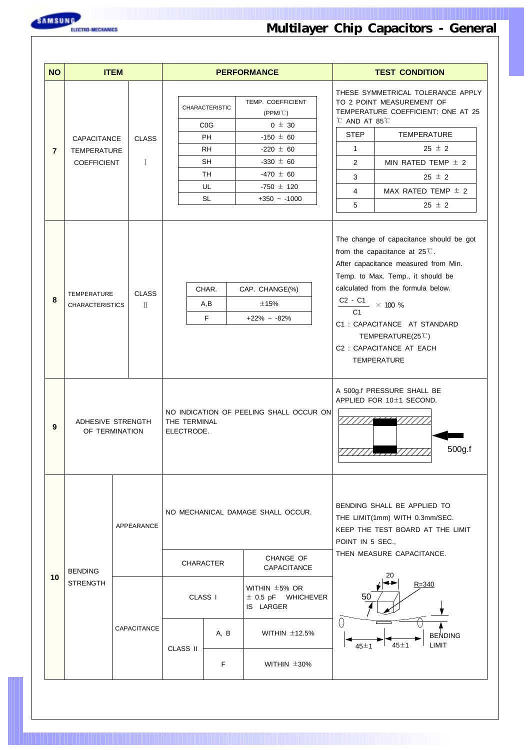# Multilayer Chip Capacitors - General

| NO | ITEM | | PERFORMANCE | TEST CONDITION |
|---|---|---|---|---|
| 7 | CAPACITANCE TEMPERATURE COEFFICIENT | CLASS Ⅰ | CHARACTERISTIC / TEMP. COEFFICIENT (PPM/℃): C0G: 0 ± 30; PH: -150 ± 60; RH: -220 ± 60; SH: -330 ± 60; TH: -470 ± 60; UL: -750 ± 120; SL: +350 ~ -1000 | THESE SYMMETRICAL TOLERANCE APPLY TO 2 POINT MEASUREMENT OF TEMPERATURE COEFFICIENT: ONE AT 25 ℃ AND AT 85℃. STEP / TEMPERATURE: 1: 25 ± 2; 2: MIN RATED TEMP ± 2; 3: 25 ± 2; 4: MAX RATED TEMP ± 2; 5: 25 ± 2 |
| 8 | TEMPERATURE CHARACTERISTICS | CLASS Ⅱ | CHAR. / CAP. CHANGE(%): A,B: ±15%; F: +22% ~ -82% | The change of capacitance should be got from the capacitance at 25℃. After capacitance measured from Min. Temp. to Max. Temp., it should be calculated from the formula below. $\frac{C2 - C1}{C1} \times 100$ % C1 : CAPACITANCE AT STANDARD TEMPERATURE(25℃) C2 : CAPACITANCE AT EACH TEMPERATURE |
| 9 | ADHESIVE STRENGTH OF TERMINATION | | NO INDICATION OF PEELING SHALL OCCUR ON THE TERMINAL ELECTRODE. | A 500g.f PRESSURE SHALL BE APPLIED FOR 10±1 SECOND. (500g.f) |
| 10 | BENDING STRENGTH | APPEARANCE | NO MECHANICAL DAMAGE SHALL OCCUR. | BENDING SHALL BE APPLIED TO THE LIMIT(1mm) WITH 0.3mm/SEC. KEEP THE TEST BOARD AT THE LIMIT POINT IN 5 SEC., THEN MEASURE CAPACITANCE. (20; 50; R=340; 45±1; 45±1; BENDING LIMIT) |
| | | CAPACITANCE | CHARACTER / CHANGE OF CAPACITANCE: CLASS Ⅰ: WITHIN ±5% OR ± 0.5 pF WHICHEVER IS LARGER; CLASS Ⅱ A, B: WITHIN ±12.5%; CLASS Ⅱ F: WITHIN ±30% | |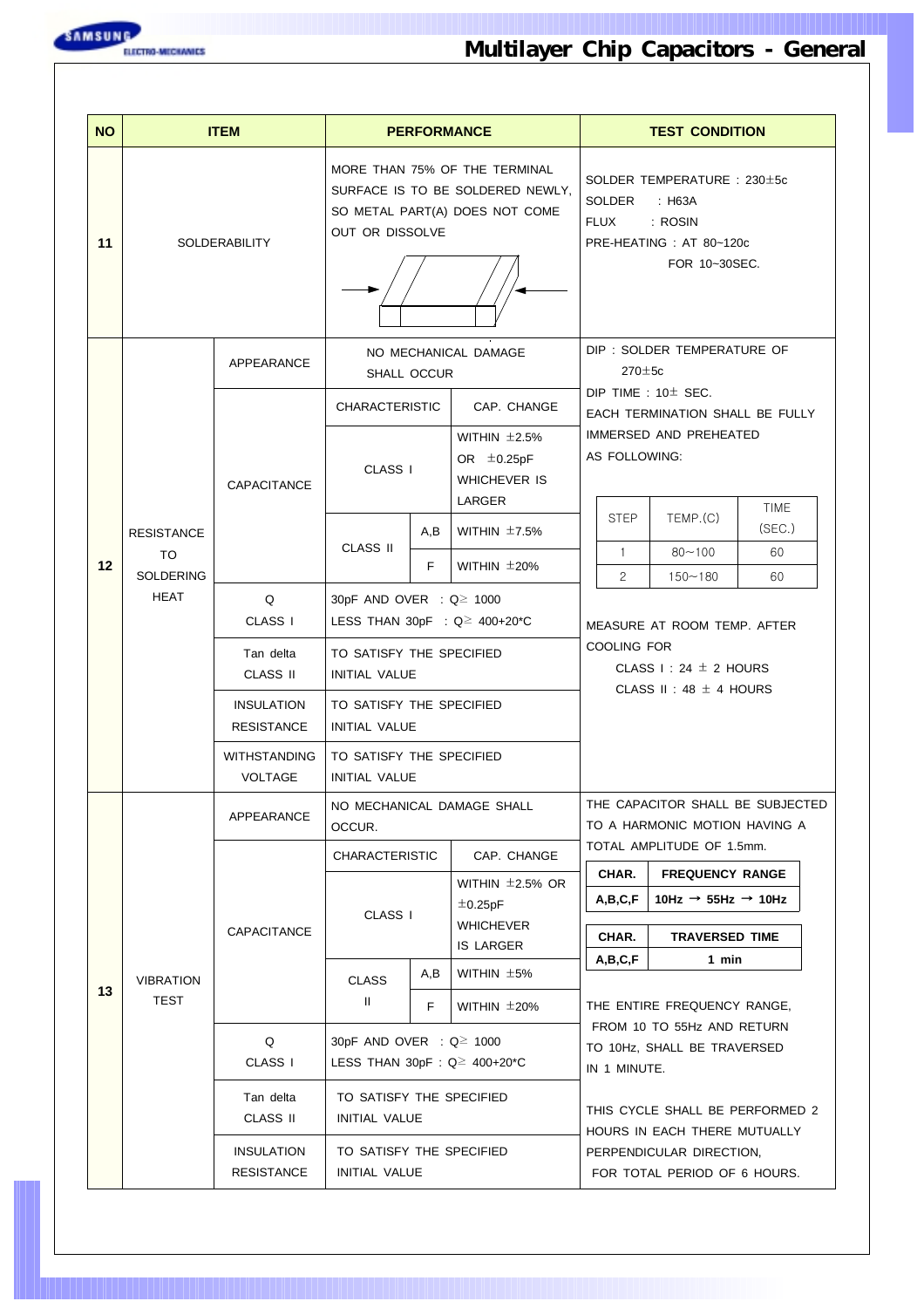# Multilayer Chip Capacitors - General

| NO | ITEM | | PERFORMANCE | | | TEST CONDITION |
|---|---|---|---|---|---|---|
| 11 | SOLDERABILITY | | MORE THAN 75% OF THE TERMINAL SURFACE IS TO BE SOLDERED NEWLY, SO METAL PART(A) DOES NOT COME OUT OR DISSOLVE | | | SOLDER TEMPERATURE : 230±5c<br>SOLDER : H63A<br>FLUX : ROSIN<br>PRE-HEATING : AT 80~120c FOR 10~30SEC. |
| 12 | RESISTANCE TO SOLDERING HEAT | APPEARANCE | NO MECHANICAL DAMAGE SHALL OCCUR | | | DIP : SOLDER TEMPERATURE OF 270±5c<br>DIP TIME : 10± SEC.<br>EACH TERMINATION SHALL BE FULLY IMMERSED AND PREHEATED AS FOLLOWING:<br>STEP 1: TEMP.(C) 80~100, TIME (SEC.) 60<br>STEP 2: TEMP.(C) 150~180, TIME (SEC.) 60<br>MEASURE AT ROOM TEMP. AFTER COOLING FOR<br>CLASS I : 24 ± 2 HOURS<br>CLASS II : 48 ± 4 HOURS |
| | | CAPACITANCE | CHARACTERISTIC | | CAP. CHANGE | |
| | | | CLASS I | | WITHIN ±2.5% OR ±0.25pF WHICHEVER IS LARGER | |
| | | | CLASS II | A,B | WITHIN ±7.5% | |
| | | | | F | WITHIN ±20% | |
| | | Q CLASS I | 30pF AND OVER : Q≥ 1000<br>LESS THAN 30pF : Q≥ 400+20*C | | | |
| | | Tan delta CLASS II | TO SATISFY THE SPECIFIED INITIAL VALUE | | | |
| | | INSULATION RESISTANCE | TO SATISFY THE SPECIFIED INITIAL VALUE | | | |
| | | WITHSTANDING VOLTAGE | TO SATISFY THE SPECIFIED INITIAL VALUE | | | |
| 13 | VIBRATION TEST | APPEARANCE | NO MECHANICAL DAMAGE SHALL OCCUR. | | | THE CAPACITOR SHALL BE SUBJECTED TO A HARMONIC MOTION HAVING A TOTAL AMPLITUDE OF 1.5mm.<br>CHAR. A,B,C,F: FREQUENCY RANGE 10Hz → 55Hz → 10Hz<br>CHAR. A,B,C,F: TRAVERSED TIME 1 min<br>THE ENTIRE FREQUENCY RANGE, FROM 10 TO 55Hz AND RETURN TO 10Hz, SHALL BE TRAVERSED IN 1 MINUTE.<br>THIS CYCLE SHALL BE PERFORMED 2 HOURS IN EACH THERE MUTUALLY PERPENDICULAR DIRECTION, FOR TOTAL PERIOD OF 6 HOURS. |
| | | CAPACITANCE | CHARACTERISTIC | | CAP. CHANGE | |
| | | | CLASS I | | WITHIN ±2.5% OR ±0.25pF WHICHEVER IS LARGER | |
| | | | CLASS II | A,B | WITHIN ±5% | |
| | | | | F | WITHIN ±20% | |
| | | Q CLASS I | 30pF AND OVER : Q≥ 1000<br>LESS THAN 30pF : Q≥ 400+20*C | | | |
| | | Tan delta CLASS II | TO SATISFY THE SPECIFIED INITIAL VALUE | | | |
| | | INSULATION RESISTANCE | TO SATISFY THE SPECIFIED INITIAL VALUE | | | |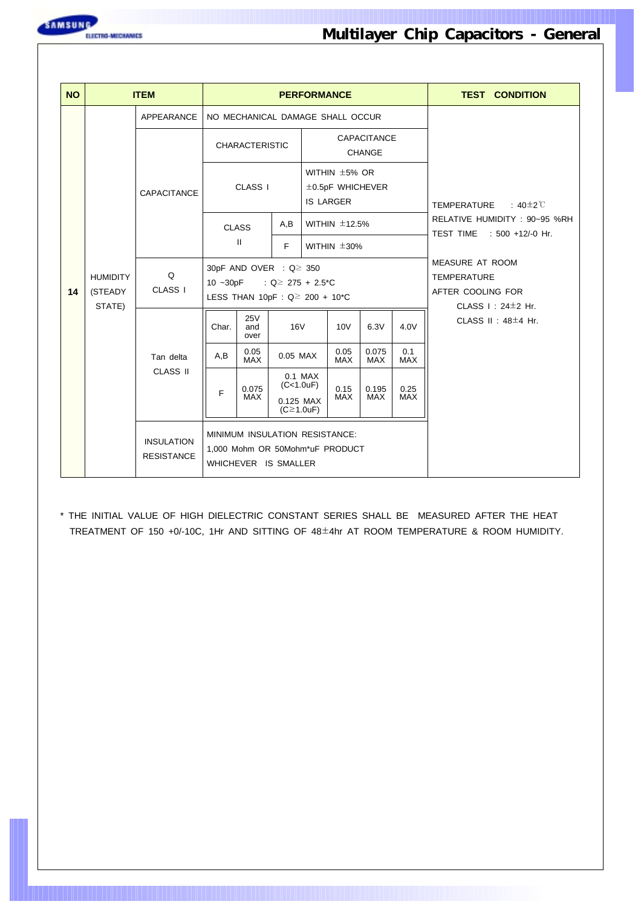| NO | ITEM | | PERFORMANCE | | | | | | TEST CONDITION |
|---|---|---|---|---|---|---|---|---|---|
| 14 | HUMIDITY (STEADY STATE) | APPEARANCE | NO MECHANICAL DAMAGE SHALL OCCUR | | | | | | TEMPERATURE : 40±2℃<br>RELATIVE HUMIDITY : 90~95 %RH<br>TEST TIME : 500 +12/-0 Hr.<br><br>MEASURE AT ROOM TEMPERATURE AFTER COOLING FOR<br>CLASS I : 24±2 Hr.<br>CLASS II : 48±4 Hr. |
| | | CAPACITANCE | CHARACTERISTIC | | | CAPACITANCE CHANGE | | | |
| | | | CLASS I | | | WITHIN ±5% OR ±0.5pF WHICHEVER IS LARGER | | | |
| | | | CLASS II | A,B | | WITHIN ±12.5% | | | |
| | | | | F | | WITHIN ±30% | | | |
| | | Q CLASS I | 30pF AND OVER : Q≥ 350<br>10 ~30pF : Q≥ 275 + 2.5*C<br>LESS THAN 10pF : Q≥ 200 + 10*C | | | | | | |
| | | Tan delta CLASS II | Char. | 25V and over | 16V | 10V | 6.3V | 4.0V | |
| | | | A,B | 0.05 MAX | 0.05 MAX | 0.05 MAX | 0.075 MAX | 0.1 MAX | |
| | | | F | 0.075 MAX | 0.1 MAX (C<1.0uF)<br>0.125 MAX (C≥1.0uF) | 0.15 MAX | 0.195 MAX | 0.25 MAX | |
| | | INSULATION RESISTANCE | MINIMUM INSULATION RESISTANCE:<br>1,000 Mohm OR 50Mohm*uF PRODUCT<br>WHICHEVER IS SMALLER | | | | | | |

* THE INITIAL VALUE OF HIGH DIELECTRIC CONSTANT SERIES SHALL BE MEASURED AFTER THE HEAT TREATMENT OF 150 +0/-10C, 1Hr AND SITTING OF 48±4hr AT ROOM TEMPERATURE & ROOM HUMIDITY.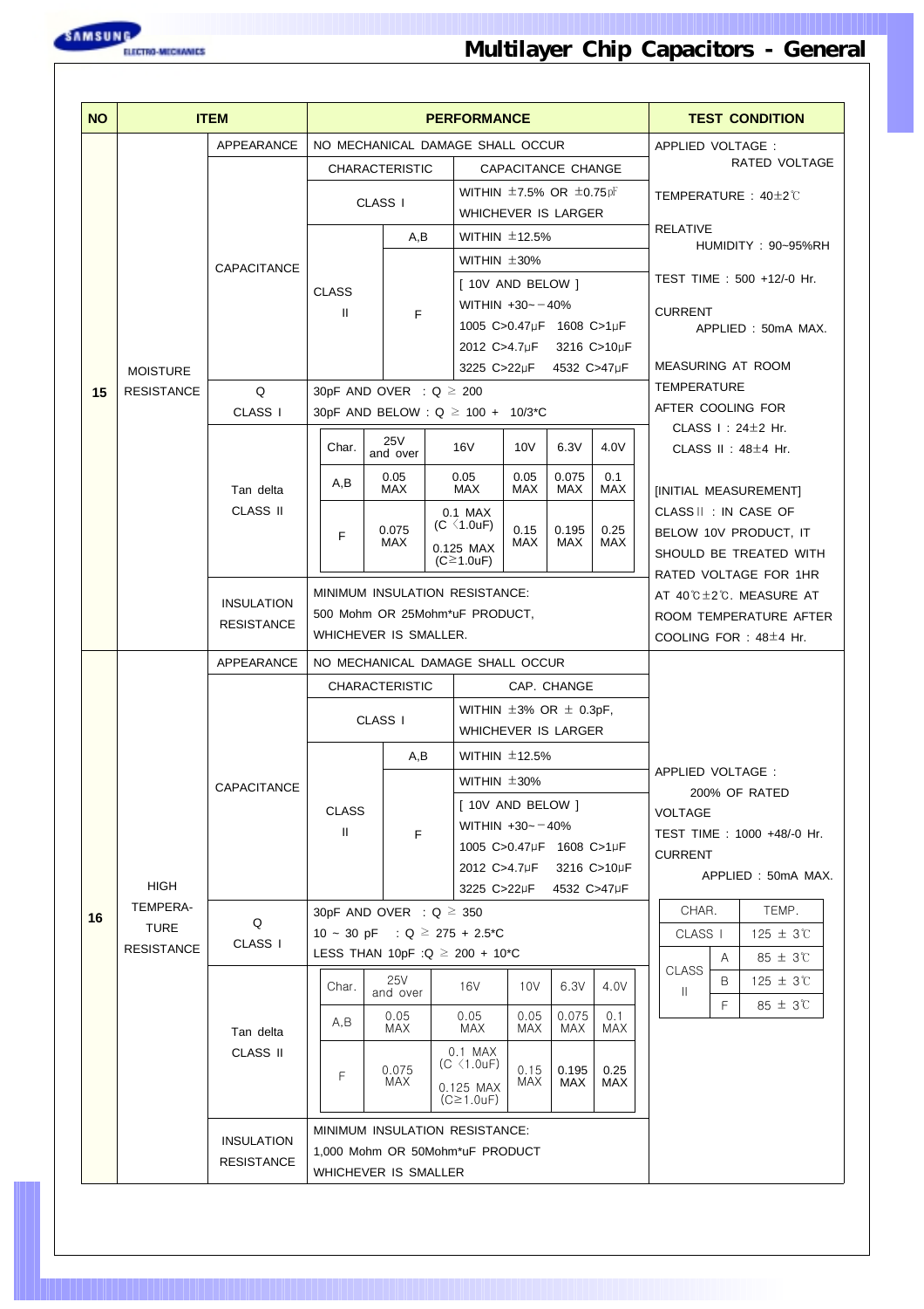# Multilayer Chip Capacitors - General

| NO | ITEM | | PERFORMANCE | TEST CONDITION |
|---|---|---|---|---|
| 15 | MOISTURE RESISTANCE | APPEARANCE | NO MECHANICAL DAMAGE SHALL OCCUR | APPLIED VOLTAGE : RATED VOLTAGE<br>TEMPERATURE : 40±2℃<br>RELATIVE HUMIDITY : 90~95%RH<br>TEST TIME : 500 +12/-0 Hr.<br>CURRENT APPLIED : 50mA MAX.<br>MEASURING AT ROOM TEMPERATURE AFTER COOLING FOR<br>CLASS I : 24±2 Hr.<br>CLASS II : 48±4 Hr.<br>[INITIAL MEASUREMENT]<br>CLASS II : IN CASE OF BELOW 10V PRODUCT, IT SHOULD BE TREATED WITH RATED VOLTAGE FOR 1HR AT 40℃±2℃. MEASURE AT ROOM TEMPERATURE AFTER COOLING FOR : 48±4 Hr. |
| | | CAPACITANCE | CHARACTERISTIC / CAPACITANCE CHANGE<br>CLASS I : WITHIN ±7.5% OR ±0.75pF WHICHEVER IS LARGER<br>CLASS II A,B : WITHIN ±12.5%<br>CLASS II F : WITHIN ±30%<br>[ 10V AND BELOW ] WITHIN +30~−40%<br>1005 C>0.47μF 1608 C>1μF<br>2012 C>4.7μF 3216 C>10μF<br>3225 C>22μF 4532 C>47μF | |
| | | Q CLASS I | 30pF AND OVER : Q ≥ 200<br>30pF AND BELOW : Q ≥ 100 + 10/3*C | |
| | | Tan delta CLASS II | Char. / 25V and over / 16V / 10V / 6.3V / 4.0V<br>A,B : 0.05 MAX / 0.05 MAX / 0.05 MAX / 0.075 MAX / 0.1 MAX<br>F : 0.075 MAX / 0.1 MAX (C <1.0uF), 0.125 MAX (C≥1.0uF) / 0.15 MAX / 0.195 MAX / 0.25 MAX | |
| | | INSULATION RESISTANCE | MINIMUM INSULATION RESISTANCE: 500 Mohm OR 25Mohm*uF PRODUCT, WHICHEVER IS SMALLER. | |
| 16 | HIGH TEMPERATURE RESISTANCE | APPEARANCE | NO MECHANICAL DAMAGE SHALL OCCUR | APPLIED VOLTAGE : 200% OF RATED VOLTAGE<br>TEST TIME : 1000 +48/-0 Hr.<br>CURRENT APPLIED : 50mA MAX.<br>CHAR. / TEMP.<br>CLASS I : 125 ± 3℃<br>CLASS II A : 85 ± 3℃<br>CLASS II B : 125 ± 3℃<br>CLASS II F : 85 ± 3℃ |
| | | CAPACITANCE | CHARACTERISTIC / CAP. CHANGE<br>CLASS I : WITHIN ±3% OR ± 0.3pF, WHICHEVER IS LARGER<br>CLASS II A,B : WITHIN ±12.5%<br>CLASS II F : WITHIN ±30%<br>[ 10V AND BELOW ] WITHIN +30~−40%<br>1005 C>0.47μF 1608 C>1μF<br>2012 C>4.7μF 3216 C>10μF<br>3225 C>22μF 4532 C>47μF | |
| | | Q CLASS I | 30pF AND OVER : Q ≥ 350<br>10 ~ 30 pF : Q ≥ 275 + 2.5*C<br>LESS THAN 10pF :Q ≥ 200 + 10*C | |
| | | Tan delta CLASS II | Char. / 25V and over / 16V / 10V / 6.3V / 4.0V<br>A,B : 0.05 MAX / 0.05 MAX / 0.05 MAX / 0.075 MAX / 0.1 MAX<br>F : 0.075 MAX / 0.1 MAX (C <1.0uF), 0.125 MAX (C≥1.0uF) / 0.15 MAX / 0.195 MAX / 0.25 MAX | |
| | | INSULATION RESISTANCE | MINIMUM INSULATION RESISTANCE: 1,000 Mohm OR 50Mohm*uF PRODUCT WHICHEVER IS SMALLER | |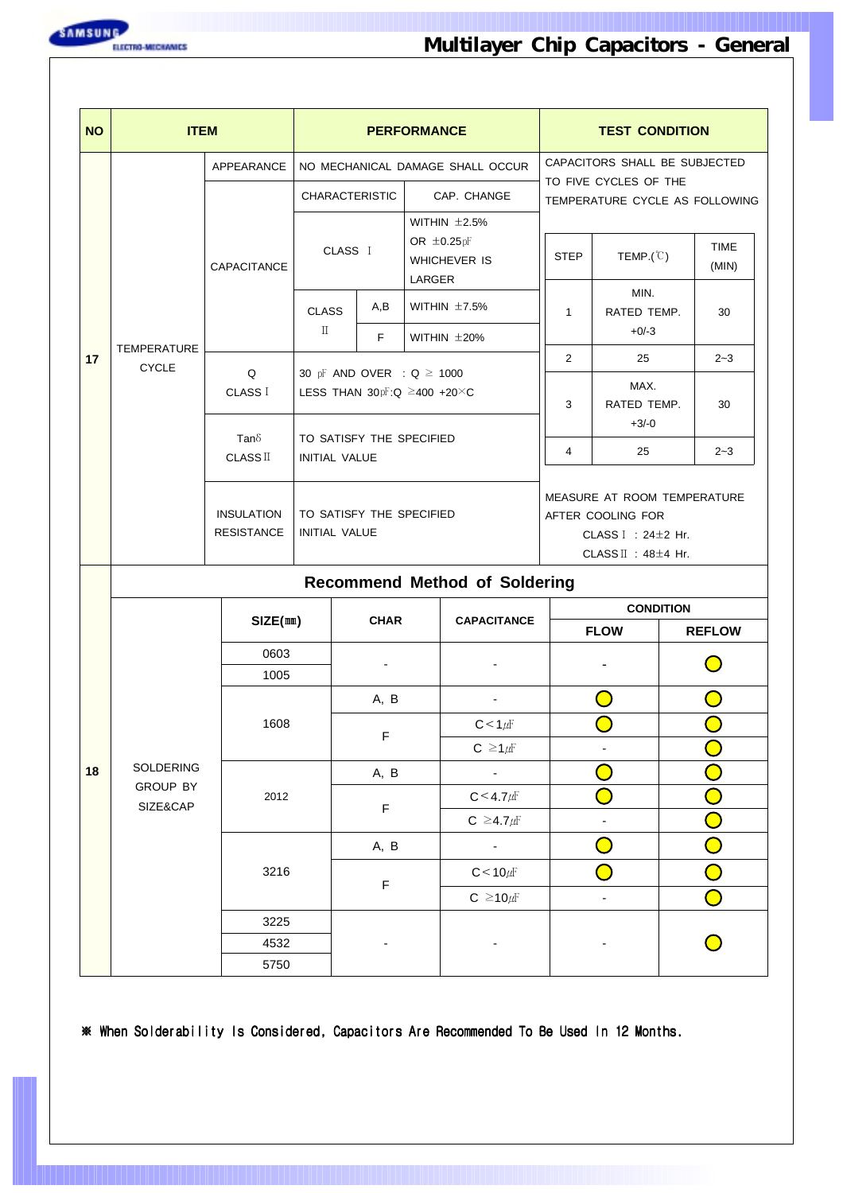# Multilayer Chip Capacitors - General

| NO | ITEM | | PERFORMANCE | | | TEST CONDITION |
|---|---|---|---|---|---|---|
| 17 | TEMPERATURE CYCLE | APPEARANCE | NO MECHANICAL DAMAGE SHALL OCCUR | | | CAPACITORS SHALL BE SUBJECTED TO FIVE CYCLES OF THE TEMPERATURE CYCLE AS FOLLOWING |
| | | CAPACITANCE | CHARACTERISTIC | | CAP. CHANGE | |
| | | | CLASS Ⅰ | | WITHIN ±2.5% OR ±0.25㎊ WHICHEVER IS LARGER | |
| | | | CLASS Ⅱ | A,B | WITHIN ±7.5% | |
| | | | | F | WITHIN ±20% | |
| | | Q CLASS Ⅰ | 30 ㎊ AND OVER : Q ≥ 1000<br>LESS THAN 30㎊:Q ≥400 +20×C | | | |
| | | Tanδ CLASS Ⅱ | TO SATISFY THE SPECIFIED INITIAL VALUE | | | |
| | | INSULATION RESISTANCE | TO SATISFY THE SPECIFIED INITIAL VALUE | | | MEASURE AT ROOM TEMPERATURE AFTER COOLING FOR<br>CLASS Ⅰ : 24±2 Hr.<br>CLASS Ⅱ : 48±4 Hr. |

| STEP | TEMP.(℃) | TIME (MIN) |
|---|---|---|
| 1 | MIN. RATED TEMP. +0/-3 | 30 |
| 2 | 25 | 2~3 |
| 3 | MAX. RATED TEMP. +3/-0 | 30 |
| 4 | 25 | 2~3 |

## Recommend Method of Soldering

| NO | | SIZE(㎜) | CHAR | CAPACITANCE | CONDITION | |
|---|---|---|---|---|---|---|
| | | | | | FLOW | REFLOW |
| 18 | SOLDERING GROUP BY SIZE&CAP | 0603 | - | - | - | ○ |
| | | 1005 | | | | |
| | | 1608 | A, B | - | ○ | ○ |
| | | | F | C＜1㎌ | ○ | ○ |
| | | | | C ≥1㎌ | - | ○ |
| | | 2012 | A, B | - | ○ | ○ |
| | | | F | C＜4.7㎌ | ○ | ○ |
| | | | | C ≥4.7㎌ | - | ○ |
| | | 3216 | A, B | - | ○ | ○ |
| | | | F | C＜10㎌ | ○ | ○ |
| | | | | C ≥10㎌ | - | ○ |
| | | 3225 | - | - | - | ○ |
| | | 4532 | | | | |
| | | 5750 | | | | |

※ When Solderability Is Considered, Capacitors Are Recommended To Be Used In 12 Months.